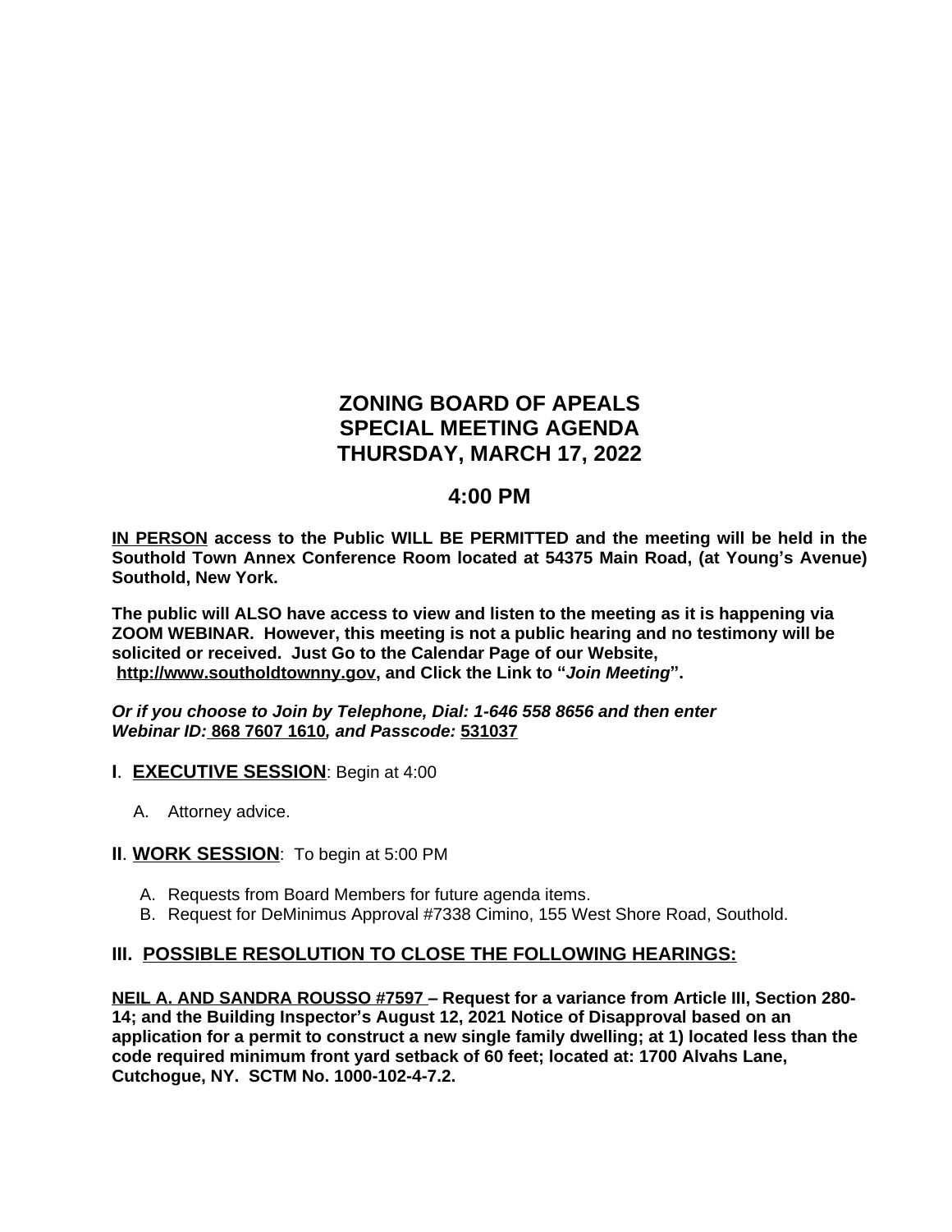# ZONING BOARD OF APEALS
# SPECIAL MEETING AGENDA
# THURSDAY, MARCH 17, 2022

## 4:00 PM

**IN PERSON access to the Public WILL BE PERMITTED and the meeting will be held in the Southold Town Annex Conference Room located at 54375 Main Road, (at Young's Avenue) Southold, New York.**

**The public will ALSO have access to view and listen to the meeting as it is happening via ZOOM WEBINAR. However, this meeting is not a public hearing and no testimony will be solicited or received. Just Go to the Calendar Page of our Website, http://www.southoldtownny.gov, and Click the Link to "*Join Meeting*".**

***Or if you choose to Join by Telephone, Dial: 1-646 558 8656 and then enter Webinar ID: 868 7607 1610, and Passcode: 531037***

**I**. **EXECUTIVE SESSION**: Begin at 4:00

A. Attorney advice.

**II**. **WORK SESSION**: To begin at 5:00 PM

A. Requests from Board Members for future agenda items.
B. Request for DeMinimus Approval #7338 Cimino, 155 West Shore Road, Southold.

**III. POSSIBLE RESOLUTION TO CLOSE THE FOLLOWING HEARINGS:**

**NEIL A. AND SANDRA ROUSSO #7597 – Request for a variance from Article III, Section 280-14; and the Building Inspector's August 12, 2021 Notice of Disapproval based on an application for a permit to construct a new single family dwelling; at 1) located less than the code required minimum front yard setback of 60 feet; located at: 1700 Alvahs Lane, Cutchogue, NY. SCTM No. 1000-102-4-7.2.**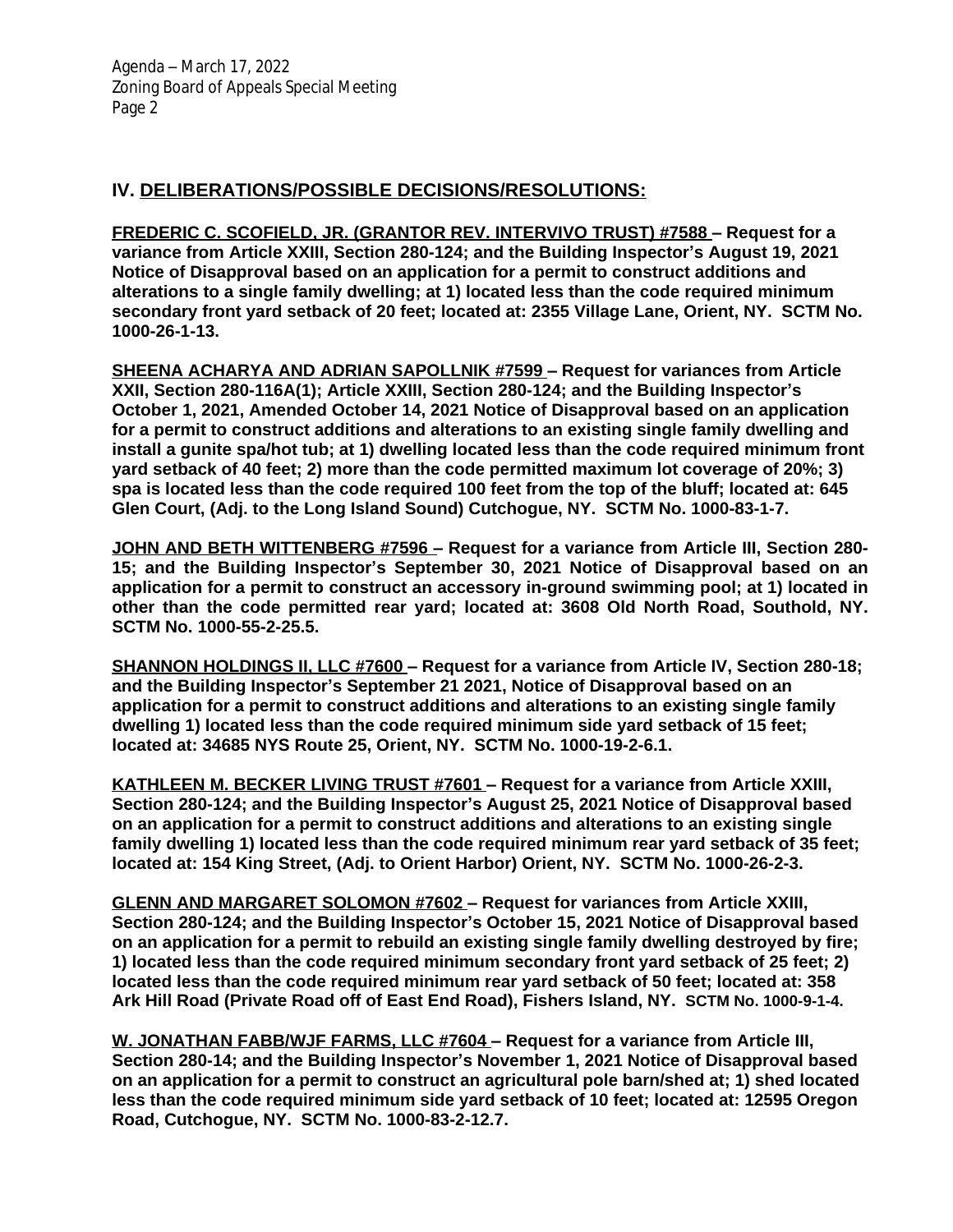## IV. DELIBERATIONS/POSSIBLE DECISIONS/RESOLUTIONS:

**FREDERIC C. SCOFIELD, JR. (GRANTOR REV. INTERVIVO TRUST) #7588 – Request for a variance from Article XXIII, Section 280-124; and the Building Inspector's August 19, 2021 Notice of Disapproval based on an application for a permit to construct additions and alterations to a single family dwelling; at 1) located less than the code required minimum secondary front yard setback of 20 feet; located at: 2355 Village Lane, Orient, NY. SCTM No. 1000-26-1-13.**

**SHEENA ACHARYA AND ADRIAN SAPOLLNIK #7599 – Request for variances from Article XXII, Section 280-116A(1); Article XXIII, Section 280-124; and the Building Inspector's October 1, 2021, Amended October 14, 2021 Notice of Disapproval based on an application for a permit to construct additions and alterations to an existing single family dwelling and install a gunite spa/hot tub; at 1) dwelling located less than the code required minimum front yard setback of 40 feet; 2) more than the code permitted maximum lot coverage of 20%; 3) spa is located less than the code required 100 feet from the top of the bluff; located at: 645 Glen Court, (Adj. to the Long Island Sound) Cutchogue, NY. SCTM No. 1000-83-1-7.**

**JOHN AND BETH WITTENBERG #7596 – Request for a variance from Article III, Section 280-15; and the Building Inspector's September 30, 2021 Notice of Disapproval based on an application for a permit to construct an accessory in-ground swimming pool; at 1) located in other than the code permitted rear yard; located at: 3608 Old North Road, Southold, NY. SCTM No. 1000-55-2-25.5.**

**SHANNON HOLDINGS II, LLC #7600 – Request for a variance from Article IV, Section 280-18; and the Building Inspector's September 21 2021, Notice of Disapproval based on an application for a permit to construct additions and alterations to an existing single family dwelling 1) located less than the code required minimum side yard setback of 15 feet; located at: 34685 NYS Route 25, Orient, NY. SCTM No. 1000-19-2-6.1.**

**KATHLEEN M. BECKER LIVING TRUST #7601 – Request for a variance from Article XXIII, Section 280-124; and the Building Inspector's August 25, 2021 Notice of Disapproval based on an application for a permit to construct additions and alterations to an existing single family dwelling 1) located less than the code required minimum rear yard setback of 35 feet; located at: 154 King Street, (Adj. to Orient Harbor) Orient, NY. SCTM No. 1000-26-2-3.**

**GLENN AND MARGARET SOLOMON #7602 – Request for variances from Article XXIII, Section 280-124; and the Building Inspector's October 15, 2021 Notice of Disapproval based on an application for a permit to rebuild an existing single family dwelling destroyed by fire; 1) located less than the code required minimum secondary front yard setback of 25 feet; 2) located less than the code required minimum rear yard setback of 50 feet; located at: 358 Ark Hill Road (Private Road off of East End Road), Fishers Island, NY. SCTM No. 1000-9-1-4.**

**W. JONATHAN FABB/WJF FARMS, LLC #7604 – Request for a variance from Article III, Section 280-14; and the Building Inspector's November 1, 2021 Notice of Disapproval based on an application for a permit to construct an agricultural pole barn/shed at; 1) shed located less than the code required minimum side yard setback of 10 feet; located at: 12595 Oregon Road, Cutchogue, NY. SCTM No. 1000-83-2-12.7.**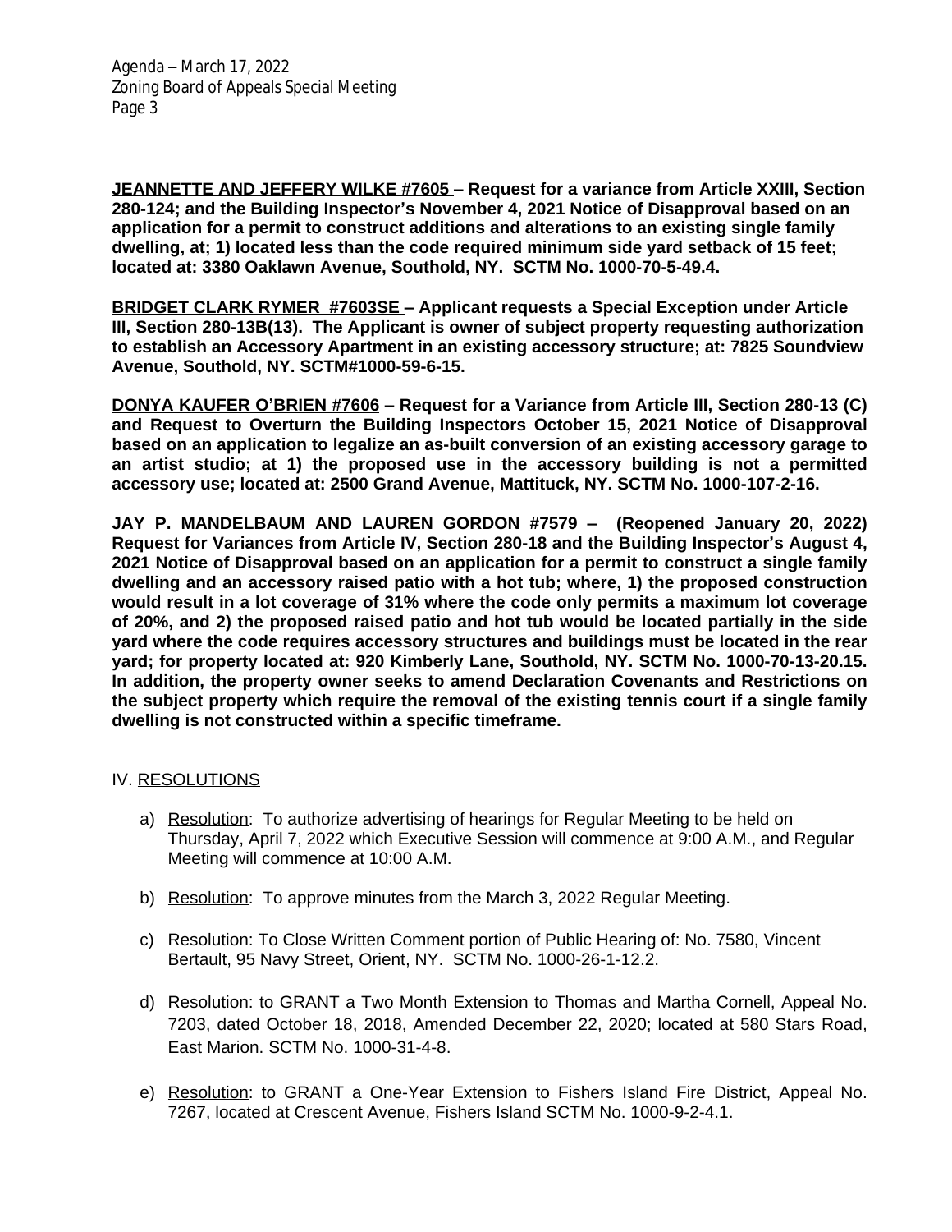**JEANNETTE AND JEFFERY WILKE #7605 – Request for a variance from Article XXIII, Section 280-124; and the Building Inspector's November 4, 2021 Notice of Disapproval based on an application for a permit to construct additions and alterations to an existing single family dwelling, at; 1) located less than the code required minimum side yard setback of 15 feet; located at: 3380 Oaklawn Avenue, Southold, NY. SCTM No. 1000-70-5-49.4.**

**BRIDGET CLARK RYMER #7603SE – Applicant requests a Special Exception under Article III, Section 280-13B(13). The Applicant is owner of subject property requesting authorization to establish an Accessory Apartment in an existing accessory structure; at: 7825 Soundview Avenue, Southold, NY. SCTM#1000-59-6-15.**

**DONYA KAUFER O'BRIEN #7606 – Request for a Variance from Article III, Section 280-13 (C) and Request to Overturn the Building Inspectors October 15, 2021 Notice of Disapproval based on an application to legalize an as-built conversion of an existing accessory garage to an artist studio; at 1) the proposed use in the accessory building is not a permitted accessory use; located at: 2500 Grand Avenue, Mattituck, NY. SCTM No. 1000-107-2-16.**

**JAY P. MANDELBAUM AND LAUREN GORDON #7579 – (Reopened January 20, 2022) Request for Variances from Article IV, Section 280-18 and the Building Inspector's August 4, 2021 Notice of Disapproval based on an application for a permit to construct a single family dwelling and an accessory raised patio with a hot tub; where, 1) the proposed construction would result in a lot coverage of 31% where the code only permits a maximum lot coverage of 20%, and 2) the proposed raised patio and hot tub would be located partially in the side yard where the code requires accessory structures and buildings must be located in the rear yard; for property located at: 920 Kimberly Lane, Southold, NY. SCTM No. 1000-70-13-20.15. In addition, the property owner seeks to amend Declaration Covenants and Restrictions on the subject property which require the removal of the existing tennis court if a single family dwelling is not constructed within a specific timeframe.**

## IV. RESOLUTIONS

a) Resolution: To authorize advertising of hearings for Regular Meeting to be held on Thursday, April 7, 2022 which Executive Session will commence at 9:00 A.M., and Regular Meeting will commence at 10:00 A.M.

b) Resolution: To approve minutes from the March 3, 2022 Regular Meeting.

c) Resolution: To Close Written Comment portion of Public Hearing of: No. 7580, Vincent Bertault, 95 Navy Street, Orient, NY. SCTM No. 1000-26-1-12.2.

d) Resolution: to GRANT a Two Month Extension to Thomas and Martha Cornell, Appeal No. 7203, dated October 18, 2018, Amended December 22, 2020; located at 580 Stars Road, East Marion. SCTM No. 1000-31-4-8.

e) Resolution: to GRANT a One-Year Extension to Fishers Island Fire District, Appeal No. 7267, located at Crescent Avenue, Fishers Island SCTM No. 1000-9-2-4.1.